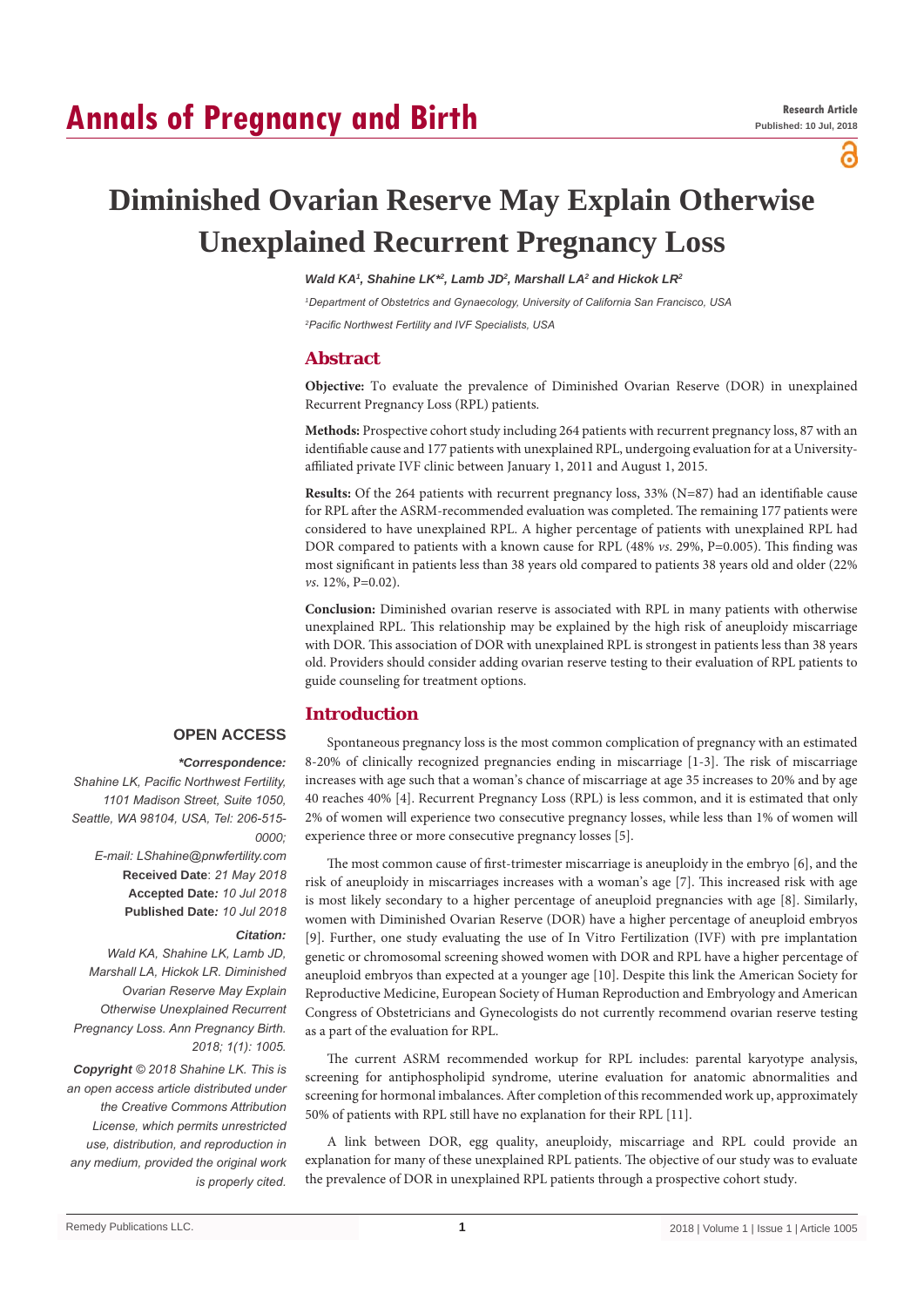# Diminished Ovarian Reserve May Explain Otherwise Unexplained Recurrent Pregnancy Loss

*Wald KA[1], Shahine LK*[2], Lamb JD[2], Marshall LA[2] and Hickok LR[2]*

*[1]Department of Obstetrics and Gynaecology, University of California San Francisco, USA*

*[2]Pacific Northwest Fertility and IVF Specialists, USA*

## Abstract

**Objective:** To evaluate the prevalence of Diminished Ovarian Reserve (DOR) in unexplained Recurrent Pregnancy Loss (RPL) patients.

**Methods:** Prospective cohort study including 264 patients with recurrent pregnancy loss, 87 with an identifiable cause and 177 patients with unexplained RPL, undergoing evaluation for at a University-affiliated private IVF clinic between January 1, 2011 and August 1, 2015.

**Results:** Of the 264 patients with recurrent pregnancy loss, 33% (N=87) had an identifiable cause for RPL after the ASRM-recommended evaluation was completed. The remaining 177 patients were considered to have unexplained RPL. A higher percentage of patients with unexplained RPL had DOR compared to patients with a known cause for RPL (48% *vs.* 29%, P=0.005). This finding was most significant in patients less than 38 years old compared to patients 38 years old and older (22% *vs.* 12%, P=0.02).

**Conclusion:** Diminished ovarian reserve is associated with RPL in many patients with otherwise unexplained RPL. This relationship may be explained by the high risk of aneuploidy miscarriage with DOR. This association of DOR with unexplained RPL is strongest in patients less than 38 years old. Providers should consider adding ovarian reserve testing to their evaluation of RPL patients to guide counseling for treatment options.

**OPEN ACCESS**

***Correspondence:***
*Shahine LK, Pacific Northwest Fertility, 1101 Madison Street, Suite 1050, Seattle, WA 98104, USA, Tel: 206-515-0000;*
*E-mail: LShahine@pnwfertility.com*

**Received Date**: *21 May 2018*
**Accepted Date:** *10 Jul 2018*
**Published Date:** *10 Jul 2018*

***Citation:***
*Wald KA, Shahine LK, Lamb JD, Marshall LA, Hickok LR. Diminished Ovarian Reserve May Explain Otherwise Unexplained Recurrent Pregnancy Loss. Ann Pregnancy Birth. 2018; 1(1): 1005.*

***Copyright** © 2018 Shahine LK. This is an open access article distributed under the Creative Commons Attribution License, which permits unrestricted use, distribution, and reproduction in any medium, provided the original work is properly cited.*

## Introduction

Spontaneous pregnancy loss is the most common complication of pregnancy with an estimated 8-20% of clinically recognized pregnancies ending in miscarriage [1-3]. The risk of miscarriage increases with age such that a woman's chance of miscarriage at age 35 increases to 20% and by age 40 reaches 40% [4]. Recurrent Pregnancy Loss (RPL) is less common, and it is estimated that only 2% of women will experience two consecutive pregnancy losses, while less than 1% of women will experience three or more consecutive pregnancy losses [5].

The most common cause of first-trimester miscarriage is aneuploidy in the embryo [6], and the risk of aneuploidy in miscarriages increases with a woman's age [7]. This increased risk with age is most likely secondary to a higher percentage of aneuploid pregnancies with age [8]. Similarly, women with Diminished Ovarian Reserve (DOR) have a higher percentage of aneuploid embryos [9]. Further, one study evaluating the use of In Vitro Fertilization (IVF) with pre implantation genetic or chromosomal screening showed women with DOR and RPL have a higher percentage of aneuploid embryos than expected at a younger age [10]. Despite this link the American Society for Reproductive Medicine, European Society of Human Reproduction and Embryology and American Congress of Obstetricians and Gynecologists do not currently recommend ovarian reserve testing as a part of the evaluation for RPL.

The current ASRM recommended workup for RPL includes: parental karyotype analysis, screening for antiphospholipid syndrome, uterine evaluation for anatomic abnormalities and screening for hormonal imbalances. After completion of this recommended work up, approximately 50% of patients with RPL still have no explanation for their RPL [11].

A link between DOR, egg quality, aneuploidy, miscarriage and RPL could provide an explanation for many of these unexplained RPL patients. The objective of our study was to evaluate the prevalence of DOR in unexplained RPL patients through a prospective cohort study.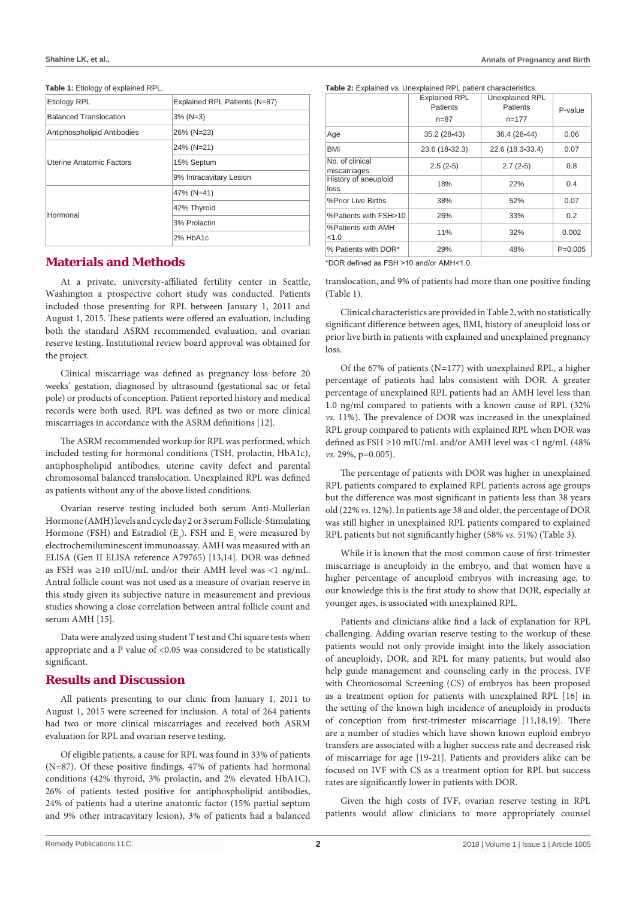**Table 1:** Etiology of explained RPL.

| Etiology RPL | Explained RPL Patients (N=87) |
|---|---|
| Balanced Translocation | 3% (N=3) |
| Antiphospholipid Antibodies | 26% (N=23) |
| Uterine Anatomic Factors | 24% (N=21) |
| | 15% Septum |
| | 9% Intracavitary Lesion |
| Hormonal | 47% (N=41) |
| | 42% Thyroid |
| | 3% Prolactin |
| | 2% HbA1c |

## Materials and Methods

At a private, university-affiliated fertility center in Seattle, Washington a prospective cohort study was conducted. Patients included those presenting for RPL between January 1, 2011 and August 1, 2015. These patients were offered an evaluation, including both the standard ASRM recommended evaluation, and ovarian reserve testing. Institutional review board approval was obtained for the project.

Clinical miscarriage was defined as pregnancy loss before 20 weeks' gestation, diagnosed by ultrasound (gestational sac or fetal pole) or products of conception. Patient reported history and medical records were both used. RPL was defined as two or more clinical miscarriages in accordance with the ASRM definitions [12].

The ASRM recommended workup for RPL was performed, which included testing for hormonal conditions (TSH, prolactin, HbA1c), antiphospholipid antibodies, uterine cavity defect and parental chromosomal balanced translocation. Unexplained RPL was defined as patients without any of the above listed conditions.

Ovarian reserve testing included both serum Anti-Mullerian Hormone (AMH) levels and cycle day 2 or 3 serum Follicle-Stimulating Hormone (FSH) and Estradiol ($E_2$). FSH and $E_2$ were measured by electrochemiluminescent immunoassay. AMH was measured with an ELISA (Gen II ELISA reference A79765) [13,14]. DOR was defined as FSH was ≥10 mIU/mL and/or their AMH level was <1 ng/mL. Antral follicle count was not used as a measure of ovarian reserve in this study given its subjective nature in measurement and previous studies showing a close correlation between antral follicle count and serum AMH [15].

Data were analyzed using student T test and Chi square tests when appropriate and a P value of <0.05 was considered to be statistically significant.

## Results and Discussion

All patients presenting to our clinic from January 1, 2011 to August 1, 2015 were screened for inclusion. A total of 264 patients had two or more clinical miscarriages and received both ASRM evaluation for RPL and ovarian reserve testing.

Of eligible patients, a cause for RPL was found in 33% of patients (N=87). Of these positive findings, 47% of patients had hormonal conditions (42% thyroid, 3% prolactin, and 2% elevated HbA1C), 26% of patients tested positive for antiphospholipid antibodies, 24% of patients had a uterine anatomic factor (15% partial septum and 9% other intracavitary lesion), 3% of patients had a balanced translocation, and 9% of patients had more than one positive finding (Table 1).

**Table 2:** Explained *vs.* Unexplained RPL patient characteristics.

| | Explained RPL Patients n=87 | Unexplained RPL Patients n=177 | P-value |
|---|---|---|---|
| Age | 35.2 (28-43) | 36.4 (28-44) | 0.06 |
| BMI | 23.6 (18-32.3) | 22.6 (18.3-33.4) | 0.07 |
| No. of clinical miscarriages | 2.5 (2-5) | 2.7 (2-5) | 0.8 |
| History of aneuploid loss | 18% | 22% | 0.4 |
| %Prior Live Births | 38% | 52% | 0.07 |
| %Patients with FSH>10 | 26% | 33% | 0.2 |
| %Patients with AMH <1.0 | 11% | 32% | 0.002 |
| % Patients with DOR* | 29% | 48% | P=0.005 |

*DOR defined as FSH >10 and/or AMH<1.0.

Clinical characteristics are provided in Table 2, with no statistically significant difference between ages, BMI, history of aneuploid loss or prior live birth in patients with explained and unexplained pregnancy loss.

Of the 67% of patients (N=177) with unexplained RPL, a higher percentage of patients had labs consistent with DOR. A greater percentage of unexplained RPL patients had an AMH level less than 1.0 ng/ml compared to patients with a known cause of RPL (32% *vs.* 11%). The prevalence of DOR was increased in the unexplained RPL group compared to patients with explained RPL when DOR was defined as FSH ≥10 mIU/mL and/or AMH level was <1 ng/mL (48% *vs.* 29%, p=0.005).

The percentage of patients with DOR was higher in unexplained RPL patients compared to explained RPL patients across age groups but the difference was most significant in patients less than 38 years old (22% *vs.* 12%). In patients age 38 and older, the percentage of DOR was still higher in unexplained RPL patients compared to explained RPL patients but not significantly higher (58% *vs.* 51%) (Table 3).

While it is known that the most common cause of first-trimester miscarriage is aneuploidy in the embryo, and that women have a higher percentage of aneuploid embryos with increasing age, to our knowledge this is the first study to show that DOR, especially at younger ages, is associated with unexplained RPL.

Patients and clinicians alike find a lack of explanation for RPL challenging. Adding ovarian reserve testing to the workup of these patients would not only provide insight into the likely association of aneuploidy, DOR, and RPL for many patients, but would also help guide management and counseling early in the process. IVF with Chromosomal Screening (CS) of embryos has been proposed as a treatment option for patients with unexplained RPL [16] in the setting of the known high incidence of aneuploidy in products of conception from first-trimester miscarriage [11,18,19]. There are a number of studies which have shown known euploid embryo transfers are associated with a higher success rate and decreased risk of miscarriage for age [19-21]. Patients and providers alike can be focused on IVF with CS as a treatment option for RPL but success rates are significantly lower in patients with DOR.

Given the high costs of IVF, ovarian reserve testing in RPL patients would allow clinicians to more appropriately counsel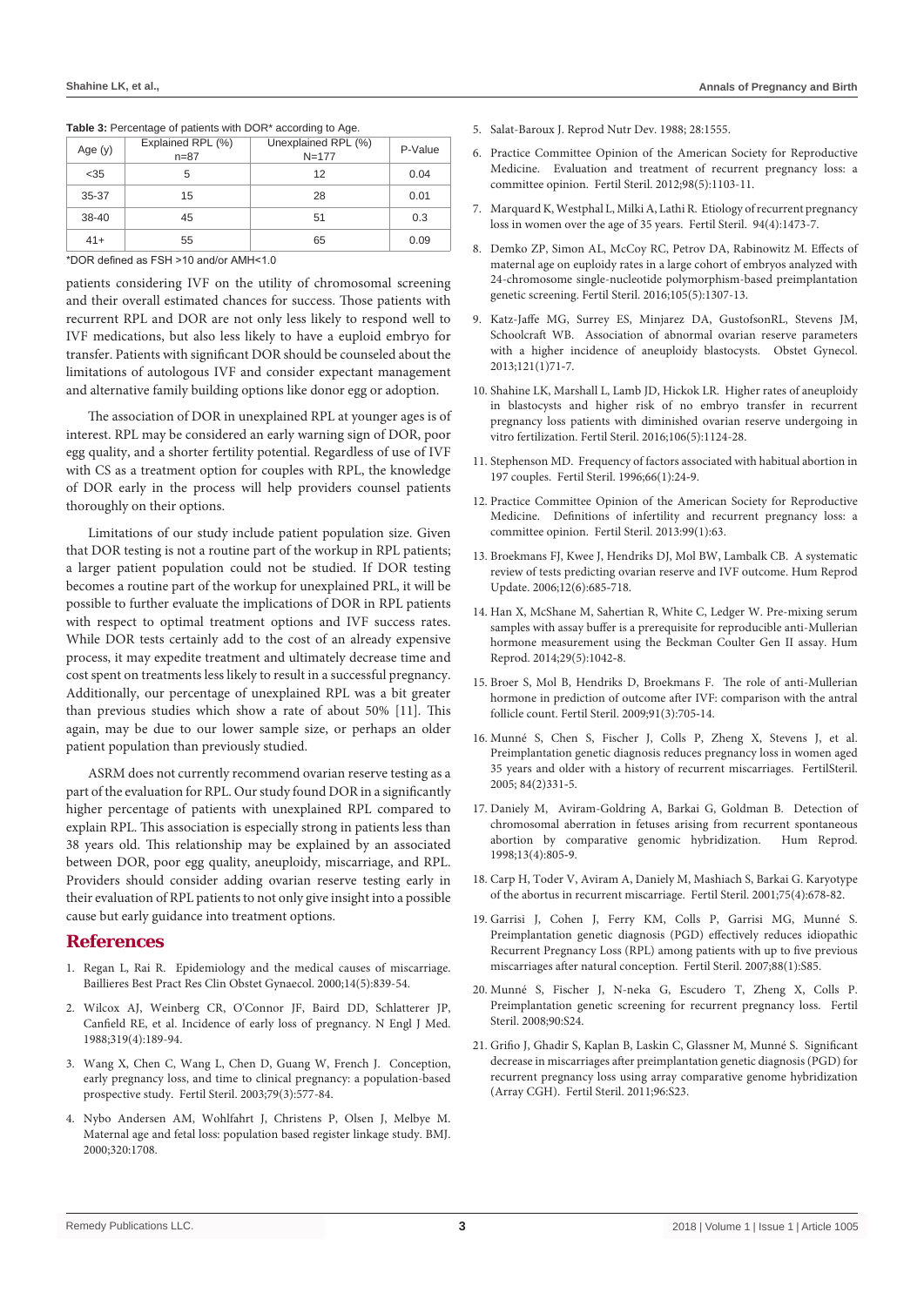**Table 3:** Percentage of patients with DOR* according to Age.

| Age (y) | Explained RPL (%) n=87 | Unexplained RPL (%) N=177 | P-Value |
|---|---|---|---|
| <35 | 5 | 12 | 0.04 |
| 35-37 | 15 | 28 | 0.01 |
| 38-40 | 45 | 51 | 0.3 |
| 41+ | 55 | 65 | 0.09 |

*DOR defined as FSH >10 and/or AMH<1.0

patients considering IVF on the utility of chromosomal screening and their overall estimated chances for success. Those patients with recurrent RPL and DOR are not only less likely to respond well to IVF medications, but also less likely to have a euploid embryo for transfer. Patients with significant DOR should be counseled about the limitations of autologous IVF and consider expectant management and alternative family building options like donor egg or adoption.

The association of DOR in unexplained RPL at younger ages is of interest. RPL may be considered an early warning sign of DOR, poor egg quality, and a shorter fertility potential. Regardless of use of IVF with CS as a treatment option for couples with RPL, the knowledge of DOR early in the process will help providers counsel patients thoroughly on their options.

Limitations of our study include patient population size. Given that DOR testing is not a routine part of the workup in RPL patients; a larger patient population could not be studied. If DOR testing becomes a routine part of the workup for unexplained PRL, it will be possible to further evaluate the implications of DOR in RPL patients with respect to optimal treatment options and IVF success rates. While DOR tests certainly add to the cost of an already expensive process, it may expedite treatment and ultimately decrease time and cost spent on treatments less likely to result in a successful pregnancy. Additionally, our percentage of unexplained RPL was a bit greater than previous studies which show a rate of about 50% [11]. This again, may be due to our lower sample size, or perhaps an older patient population than previously studied.

ASRM does not currently recommend ovarian reserve testing as a part of the evaluation for RPL. Our study found DOR in a significantly higher percentage of patients with unexplained RPL compared to explain RPL. This association is especially strong in patients less than 38 years old. This relationship may be explained by an associated between DOR, poor egg quality, aneuploidy, miscarriage, and RPL. Providers should consider adding ovarian reserve testing early in their evaluation of RPL patients to not only give insight into a possible cause but early guidance into treatment options.

## References

1. Regan L, Rai R. Epidemiology and the medical causes of miscarriage. Baillieres Best Pract Res Clin Obstet Gynaecol. 2000;14(5):839-54.
2. Wilcox AJ, Weinberg CR, O'Connor JF, Baird DD, Schlatterer JP, Canfield RE, et al. Incidence of early loss of pregnancy. N Engl J Med. 1988;319(4):189-94.
3. Wang X, Chen C, Wang L, Chen D, Guang W, French J. Conception, early pregnancy loss, and time to clinical pregnancy: a population-based prospective study. Fertil Steril. 2003;79(3):577-84.
4. Nybo Andersen AM, Wohlfahrt J, Christens P, Olsen J, Melbye M. Maternal age and fetal loss: population based register linkage study. BMJ. 2000;320:1708.
5. Salat-Baroux J. Reprod Nutr Dev. 1988; 28:1555.
6. Practice Committee Opinion of the American Society for Reproductive Medicine. Evaluation and treatment of recurrent pregnancy loss: a committee opinion. Fertil Steril. 2012;98(5):1103-11.
7. Marquard K, Westphal L, Milki A, Lathi R. Etiology of recurrent pregnancy loss in women over the age of 35 years. Fertil Steril. 94(4):1473-7.
8. Demko ZP, Simon AL, McCoy RC, Petrov DA, Rabinowitz M. Effects of maternal age on euploidy rates in a large cohort of embryos analyzed with 24-chromosome single-nucleotide polymorphism-based preimplantation genetic screening. Fertil Steril. 2016;105(5):1307-13.
9. Katz-Jaffe MG, Surrey ES, Minjarez DA, GustofsonRL, Stevens JM, Schoolcraft WB. Association of abnormal ovarian reserve parameters with a higher incidence of aneuploidy blastocysts. Obstet Gynecol. 2013;121(1)71-7.
10. Shahine LK, Marshall L, Lamb JD, Hickok LR. Higher rates of aneuploidy in blastocysts and higher risk of no embryo transfer in recurrent pregnancy loss patients with diminished ovarian reserve undergoing in vitro fertilization. Fertil Steril. 2016;106(5):1124-28.
11. Stephenson MD. Frequency of factors associated with habitual abortion in 197 couples. Fertil Steril. 1996;66(1):24-9.
12. Practice Committee Opinion of the American Society for Reproductive Medicine. Definitions of infertility and recurrent pregnancy loss: a committee opinion. Fertil Steril. 2013:99(1):63.
13. Broekmans FJ, Kwee J, Hendriks DJ, Mol BW, Lambalk CB. A systematic review of tests predicting ovarian reserve and IVF outcome. Hum Reprod Update. 2006;12(6):685-718.
14. Han X, McShane M, Sahertian R, White C, Ledger W. Pre-mixing serum samples with assay buffer is a prerequisite for reproducible anti-Mullerian hormone measurement using the Beckman Coulter Gen II assay. Hum Reprod. 2014;29(5):1042-8.
15. Broer S, Mol B, Hendriks D, Broekmans F. The role of anti-Mullerian hormone in prediction of outcome after IVF: comparison with the antral follicle count. Fertil Steril. 2009;91(3):705-14.
16. Munné S, Chen S, Fischer J, Colls P, Zheng X, Stevens J, et al. Preimplantation genetic diagnosis reduces pregnancy loss in women aged 35 years and older with a history of recurrent miscarriages. FertilSteril. 2005; 84(2)331-5.
17. Daniely M, Aviram-Goldring A, Barkai G, Goldman B. Detection of chromosomal aberration in fetuses arising from recurrent spontaneous abortion by comparative genomic hybridization. Hum Reprod. 1998;13(4):805-9.
18. Carp H, Toder V, Aviram A, Daniely M, Mashiach S, Barkai G. Karyotype of the abortus in recurrent miscarriage. Fertil Steril. 2001;75(4):678-82.
19. Garrisi J, Cohen J, Ferry KM, Colls P, Garrisi MG, Munné S. Preimplantation genetic diagnosis (PGD) effectively reduces idiopathic Recurrent Pregnancy Loss (RPL) among patients with up to five previous miscarriages after natural conception. Fertil Steril. 2007;88(1):S85.
20. Munné S, Fischer J, N-neka G, Escudero T, Zheng X, Colls P. Preimplantation genetic screening for recurrent pregnancy loss. Fertil Steril. 2008;90:S24.
21. Grifio J, Ghadir S, Kaplan B, Laskin C, Glassner M, Munné S. Significant decrease in miscarriages after preimplantation genetic diagnosis (PGD) for recurrent pregnancy loss using array comparative genome hybridization (Array CGH). Fertil Steril. 2011;96:S23.